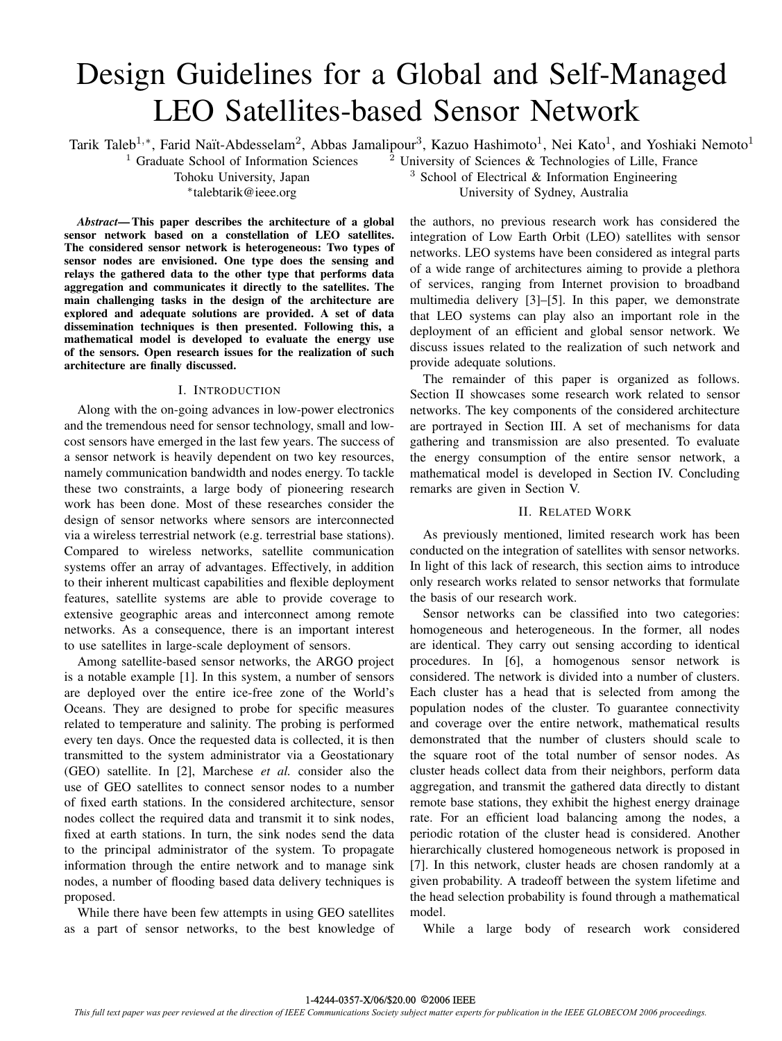# Design Guidelines for a Global and Self-Managed LEO Satellites-based Sensor Network

Tarik Taleb[1,*], Farid Naït-Abdesselam[2], Abbas Jamalipour[3], Kazuo Hashimoto[1], Nei Kato[1], and Yoshiaki Nemoto[1]

[1] Graduate School of Information Sciences, Tohoku University, Japan
*talebtarik@ieee.org

[2] University of Sciences & Technologies of Lille, France

[3] School of Electrical & Information Engineering, University of Sydney, Australia

***Abstract*— This paper describes the architecture of a global sensor network based on a constellation of LEO satellites. The considered sensor network is heterogeneous: Two types of sensor nodes are envisioned. One type does the sensing and relays the gathered data to the other type that performs data aggregation and communicates it directly to the satellites. The main challenging tasks in the design of the architecture are explored and adequate solutions are provided. A set of data dissemination techniques is then presented. Following this, a mathematical model is developed to evaluate the energy use of the sensors. Open research issues for the realization of such architecture are finally discussed.**

## I. Introduction

Along with the on-going advances in low-power electronics and the tremendous need for sensor technology, small and low-cost sensors have emerged in the last few years. The success of a sensor network is heavily dependent on two key resources, namely communication bandwidth and nodes energy. To tackle these two constraints, a large body of pioneering research work has been done. Most of these researches consider the design of sensor networks where sensors are interconnected via a wireless terrestrial network (e.g. terrestrial base stations). Compared to wireless networks, satellite communication systems offer an array of advantages. Effectively, in addition to their inherent multicast capabilities and flexible deployment features, satellite systems are able to provide coverage to extensive geographic areas and interconnect among remote networks. As a consequence, there is an important interest to use satellites in large-scale deployment of sensors.

Among satellite-based sensor networks, the ARGO project is a notable example [1]. In this system, a number of sensors are deployed over the entire ice-free zone of the World's Oceans. They are designed to probe for specific measures related to temperature and salinity. The probing is performed every ten days. Once the requested data is collected, it is then transmitted to the system administrator via a Geostationary (GEO) satellite. In [2], Marchese *et al.* consider also the use of GEO satellites to connect sensor nodes to a number of fixed earth stations. In the considered architecture, sensor nodes collect the required data and transmit it to sink nodes, fixed at earth stations. In turn, the sink nodes send the data to the principal administrator of the system. To propagate information through the entire network and to manage sink nodes, a number of flooding based data delivery techniques is proposed.

While there have been few attempts in using GEO satellites as a part of sensor networks, to the best knowledge of the authors, no previous research work has considered the integration of Low Earth Orbit (LEO) satellites with sensor networks. LEO systems have been considered as integral parts of a wide range of architectures aiming to provide a plethora of services, ranging from Internet provision to broadband multimedia delivery [3]–[5]. In this paper, we demonstrate that LEO systems can play also an important role in the deployment of an efficient and global sensor network. We discuss issues related to the realization of such network and provide adequate solutions.

The remainder of this paper is organized as follows. Section II showcases some research work related to sensor networks. The key components of the considered architecture are portrayed in Section III. A set of mechanisms for data gathering and transmission are also presented. To evaluate the energy consumption of the entire sensor network, a mathematical model is developed in Section IV. Concluding remarks are given in Section V.

## II. Related Work

As previously mentioned, limited research work has been conducted on the integration of satellites with sensor networks. In light of this lack of research, this section aims to introduce only research works related to sensor networks that formulate the basis of our research work.

Sensor networks can be classified into two categories: homogeneous and heterogeneous. In the former, all nodes are identical. They carry out sensing according to identical procedures. In [6], a homogenous sensor network is considered. The network is divided into a number of clusters. Each cluster has a head that is selected from among the population nodes of the cluster. To guarantee connectivity and coverage over the entire network, mathematical results demonstrated that the number of clusters should scale to the square root of the total number of sensor nodes. As cluster heads collect data from their neighbors, perform data aggregation, and transmit the gathered data directly to distant remote base stations, they exhibit the highest energy drainage rate. For an efficient load balancing among the nodes, a periodic rotation of the cluster head is considered. Another hierarchically clustered homogeneous network is proposed in [7]. In this network, cluster heads are chosen randomly at a given probability. A tradeoff between the system lifetime and the head selection probability is found through a mathematical model.

While a large body of research work considered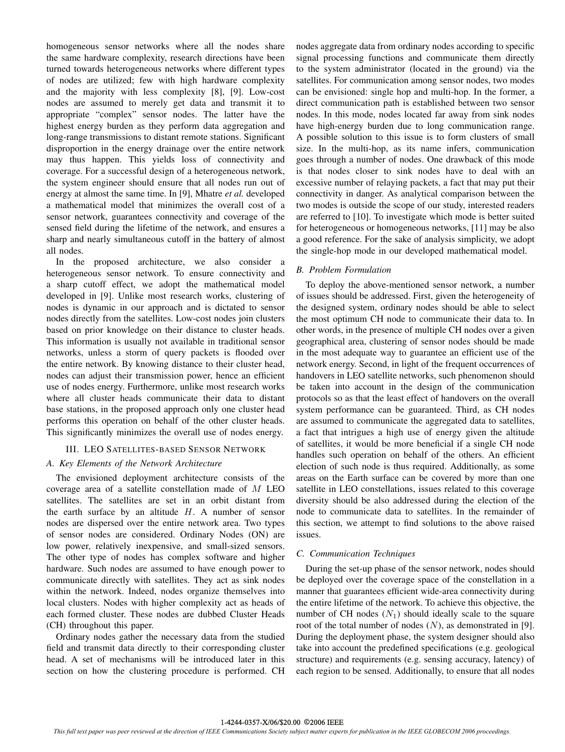homogeneous sensor networks where all the nodes share the same hardware complexity, research directions have been turned towards heterogeneous networks where different types of nodes are utilized; few with high hardware complexity and the majority with less complexity [8], [9]. Low-cost nodes are assumed to merely get data and transmit it to appropriate "complex" sensor nodes. The latter have the highest energy burden as they perform data aggregation and long-range transmissions to distant remote stations. Significant disproportion in the energy drainage over the entire network may thus happen. This yields loss of connectivity and coverage. For a successful design of a heterogeneous network, the system engineer should ensure that all nodes run out of energy at almost the same time. In [9], Mhatre *et al.* developed a mathematical model that minimizes the overall cost of a sensor network, guarantees connectivity and coverage of the sensed field during the lifetime of the network, and ensures a sharp and nearly simultaneous cutoff in the battery of almost all nodes.

In the proposed architecture, we also consider a heterogeneous sensor network. To ensure connectivity and a sharp cutoff effect, we adopt the mathematical model developed in [9]. Unlike most research works, clustering of nodes is dynamic in our approach and is dictated to sensor nodes directly from the satellites. Low-cost nodes join clusters based on prior knowledge on their distance to cluster heads. This information is usually not available in traditional sensor networks, unless a storm of query packets is flooded over the entire network. By knowing distance to their cluster head, nodes can adjust their transmission power, hence an efficient use of nodes energy. Furthermore, unlike most research works where all cluster heads communicate their data to distant base stations, in the proposed approach only one cluster head performs this operation on behalf of the other cluster heads. This significantly minimizes the overall use of nodes energy.

## III. LEO Satellites-based Sensor Network

### A. Key Elements of the Network Architecture

The envisioned deployment architecture consists of the coverage area of a satellite constellation made of $M$ LEO satellites. The satellites are set in an orbit distant from the earth surface by an altitude $H$. A number of sensor nodes are dispersed over the entire network area. Two types of sensor nodes are considered. Ordinary Nodes (ON) are low power, relatively inexpensive, and small-sized sensors. The other type of nodes has complex software and higher hardware. Such nodes are assumed to have enough power to communicate directly with satellites. They act as sink nodes within the network. Indeed, nodes organize themselves into local clusters. Nodes with higher complexity act as heads of each formed cluster. These nodes are dubbed Cluster Heads (CH) throughout this paper.

Ordinary nodes gather the necessary data from the studied field and transmit data directly to their corresponding cluster head. A set of mechanisms will be introduced later in this section on how the clustering procedure is performed. CH nodes aggregate data from ordinary nodes according to specific signal processing functions and communicate them directly to the system administrator (located in the ground) via the satellites. For communication among sensor nodes, two modes can be envisioned: single hop and multi-hop. In the former, a direct communication path is established between two sensor nodes. In this mode, nodes located far away from sink nodes have high-energy burden due to long communication range. A possible solution to this issue is to form clusters of small size. In the multi-hop, as its name infers, communication goes through a number of nodes. One drawback of this mode is that nodes closer to sink nodes have to deal with an excessive number of relaying packets, a fact that may put their connectivity in danger. As analytical comparison between the two modes is outside the scope of our study, interested readers are referred to [10]. To investigate which mode is better suited for heterogeneous or homogeneous networks, [11] may be also a good reference. For the sake of analysis simplicity, we adopt the single-hop mode in our developed mathematical model.

### B. Problem Formulation

To deploy the above-mentioned sensor network, a number of issues should be addressed. First, given the heterogeneity of the designed system, ordinary nodes should be able to select the most optimum CH node to communicate their data to. In other words, in the presence of multiple CH nodes over a given geographical area, clustering of sensor nodes should be made in the most adequate way to guarantee an efficient use of the network energy. Second, in light of the frequent occurrences of handovers in LEO satellite networks, such phenomenon should be taken into account in the design of the communication protocols so as that the least effect of handovers on the overall system performance can be guaranteed. Third, as CH nodes are assumed to communicate the aggregated data to satellites, a fact that intrigues a high use of energy given the altitude of satellites, it would be more beneficial if a single CH node handles such operation on behalf of the others. An efficient election of such node is thus required. Additionally, as some areas on the Earth surface can be covered by more than one satellite in LEO constellations, issues related to this coverage diversity should be also addressed during the election of the node to communicate data to satellites. In the remainder of this section, we attempt to find solutions to the above raised issues.

### C. Communication Techniques

During the set-up phase of the sensor network, nodes should be deployed over the coverage space of the constellation in a manner that guarantees efficient wide-area connectivity during the entire lifetime of the network. To achieve this objective, the number of CH nodes ($N_1$) should ideally scale to the square root of the total number of nodes ($N$), as demonstrated in [9]. During the deployment phase, the system designer should also take into account the predefined specifications (e.g. geological structure) and requirements (e.g. sensing accuracy, latency) of each region to be sensed. Additionally, to ensure that all nodes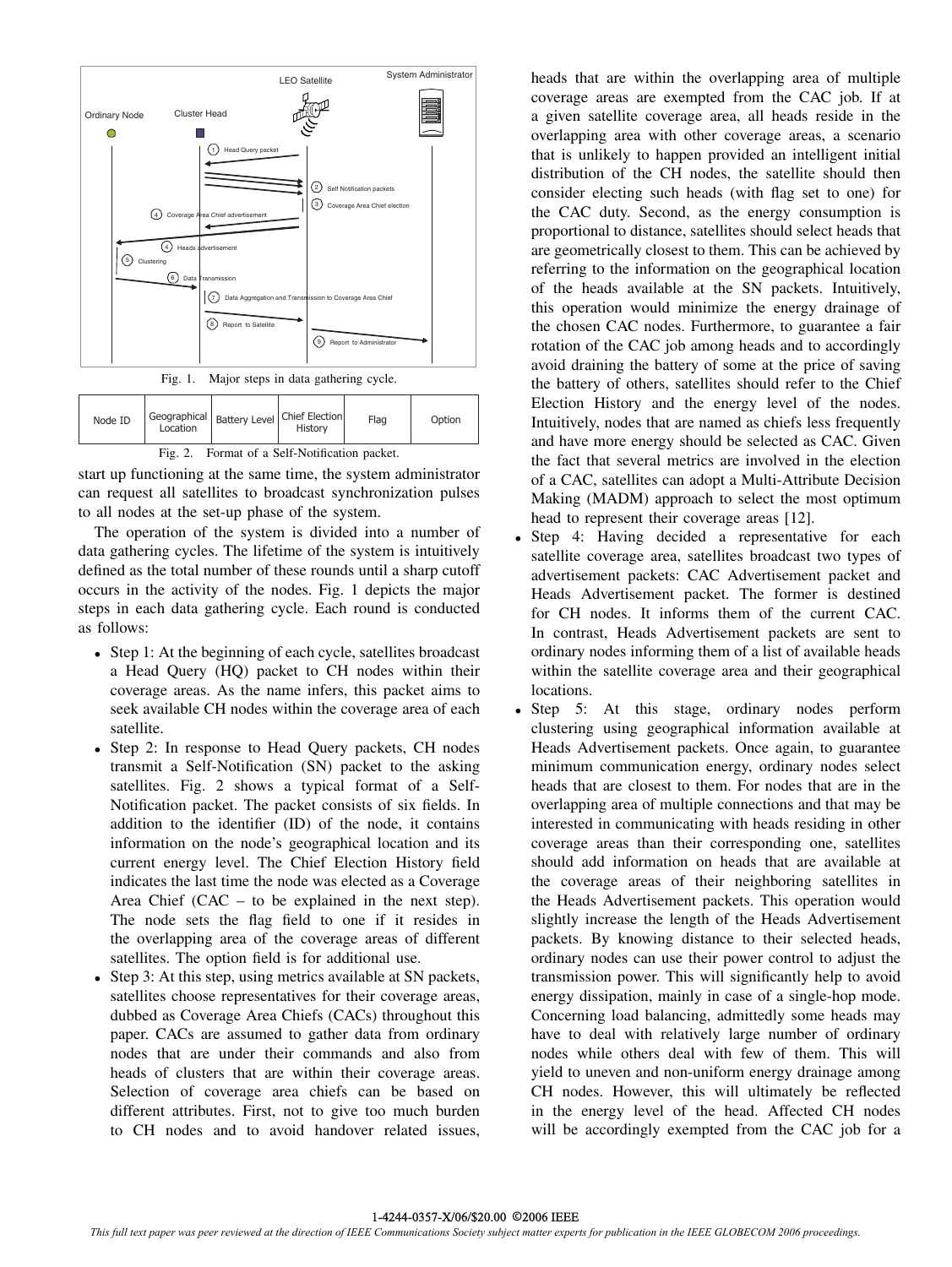Fig. 1. Major steps in data gathering cycle.

| Node ID | Geographical Location | Battery Level | Chief Election History | Flag | Option |
|---|---|---|---|---|---|

Fig. 2. Format of a Self-Notification packet.

start up functioning at the same time, the system administrator can request all satellites to broadcast synchronization pulses to all nodes at the set-up phase of the system.

The operation of the system is divided into a number of data gathering cycles. The lifetime of the system is intuitively defined as the total number of these rounds until a sharp cutoff occurs in the activity of the nodes. Fig. 1 depicts the major steps in each data gathering cycle. Each round is conducted as follows:

- Step 1: At the beginning of each cycle, satellites broadcast a Head Query (HQ) packet to CH nodes within their coverage areas. As the name infers, this packet aims to seek available CH nodes within the coverage area of each satellite.
- Step 2: In response to Head Query packets, CH nodes transmit a Self-Notification (SN) packet to the asking satellites. Fig. 2 shows a typical format of a Self-Notification packet. The packet consists of six fields. In addition to the identifier (ID) of the node, it contains information on the node's geographical location and its current energy level. The Chief Election History field indicates the last time the node was elected as a Coverage Area Chief (CAC – to be explained in the next step). The node sets the flag field to one if it resides in the overlapping area of the coverage areas of different satellites. The option field is for additional use.
- Step 3: At this step, using metrics available at SN packets, satellites choose representatives for their coverage areas, dubbed as Coverage Area Chiefs (CACs) throughout this paper. CACs are assumed to gather data from ordinary nodes that are under their commands and also from heads of clusters that are within their coverage areas. Selection of coverage area chiefs can be based on different attributes. First, not to give too much burden to CH nodes and to avoid handover related issues, heads that are within the overlapping area of multiple coverage areas are exempted from the CAC job. If at a given satellite coverage area, all heads reside in the overlapping area with other coverage areas, a scenario that is unlikely to happen provided an intelligent initial distribution of the CH nodes, the satellite should then consider electing such heads (with flag set to one) for the CAC duty. Second, as the energy consumption is proportional to distance, satellites should select heads that are geometrically closest to them. This can be achieved by referring to the information on the geographical location of the heads available at the SN packets. Intuitively, this operation would minimize the energy drainage of the chosen CAC nodes. Furthermore, to guarantee a fair rotation of the CAC job among heads and to accordingly avoid draining the battery of some at the price of saving the battery of others, satellites should refer to the Chief Election History and the energy level of the nodes. Intuitively, nodes that are named as chiefs less frequently and have more energy should be selected as CAC. Given the fact that several metrics are involved in the election of a CAC, satellites can adopt a Multi-Attribute Decision Making (MADM) approach to select the most optimum head to represent their coverage areas [12].
- Step 4: Having decided a representative for each satellite coverage area, satellites broadcast two types of advertisement packets: CAC Advertisement packet and Heads Advertisement packet. The former is destined for CH nodes. It informs them of the current CAC. In contrast, Heads Advertisement packets are sent to ordinary nodes informing them of a list of available heads within the satellite coverage area and their geographical locations.
- Step 5: At this stage, ordinary nodes perform clustering using geographical information available at Heads Advertisement packets. Once again, to guarantee minimum communication energy, ordinary nodes select heads that are closest to them. For nodes that are in the overlapping area of multiple connections and that may be interested in communicating with heads residing in other coverage areas than their corresponding one, satellites should add information on heads that are available at the coverage areas of their neighboring satellites in the Heads Advertisement packets. This operation would slightly increase the length of the Heads Advertisement packets. By knowing distance to their selected heads, ordinary nodes can use their power control to adjust the transmission power. This will significantly help to avoid energy dissipation, mainly in case of a single-hop mode. Concerning load balancing, admittedly some heads may have to deal with relatively large number of ordinary nodes while others deal with few of them. This will yield to uneven and non-uniform energy drainage among CH nodes. However, this will ultimately be reflected in the energy level of the head. Affected CH nodes will be accordingly exempted from the CAC job for a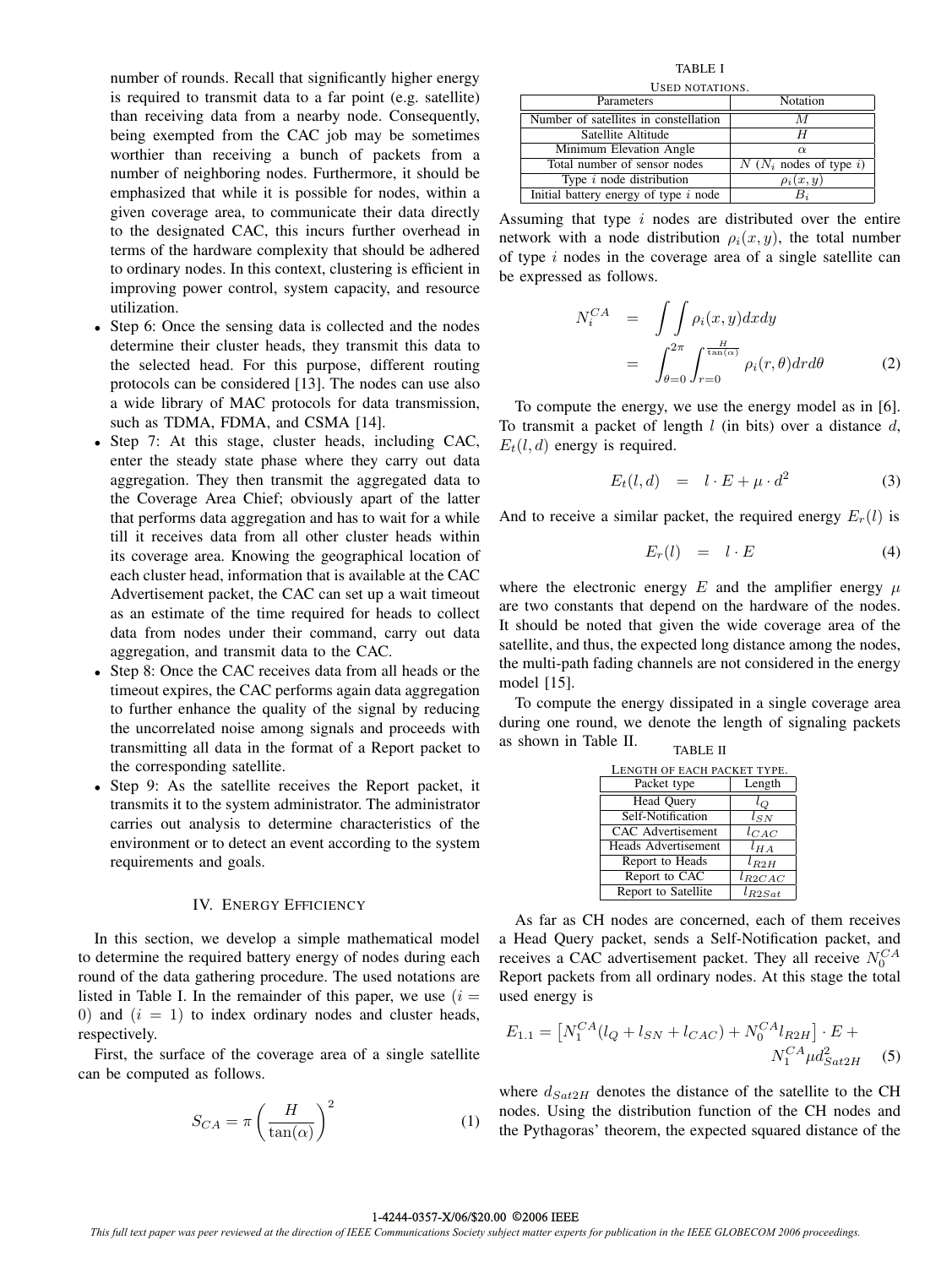number of rounds. Recall that significantly higher energy is required to transmit data to a far point (e.g. satellite) than receiving data from a nearby node. Consequently, being exempted from the CAC job may be sometimes worthier than receiving a bunch of packets from a number of neighboring nodes. Furthermore, it should be emphasized that while it is possible for nodes, within a given coverage area, to communicate their data directly to the designated CAC, this incurs further overhead in terms of the hardware complexity that should be adhered to ordinary nodes. In this context, clustering is efficient in improving power control, system capacity, and resource utilization.

- Step 6: Once the sensing data is collected and the nodes determine their cluster heads, they transmit this data to the selected head. For this purpose, different routing protocols can be considered [13]. The nodes can use also a wide library of MAC protocols for data transmission, such as TDMA, FDMA, and CSMA [14].
- Step 7: At this stage, cluster heads, including CAC, enter the steady state phase where they carry out data aggregation. They then transmit the aggregated data to the Coverage Area Chief; obviously apart of the latter that performs data aggregation and has to wait for a while till it receives data from all other cluster heads within its coverage area. Knowing the geographical location of each cluster head, information that is available at the CAC Advertisement packet, the CAC can set up a wait timeout as an estimate of the time required for heads to collect data from nodes under their command, carry out data aggregation, and transmit data to the CAC.
- Step 8: Once the CAC receives data from all heads or the timeout expires, the CAC performs again data aggregation to further enhance the quality of the signal by reducing the uncorrelated noise among signals and proceeds with transmitting all data in the format of a Report packet to the corresponding satellite.
- Step 9: As the satellite receives the Report packet, it transmits it to the system administrator. The administrator carries out analysis to determine characteristics of the environment or to detect an event according to the system requirements and goals.

## IV. Energy Efficiency

In this section, we develop a simple mathematical model to determine the required battery energy of nodes during each round of the data gathering procedure. The used notations are listed in Table I. In the remainder of this paper, we use ($i = 0$) and ($i = 1$) to index ordinary nodes and cluster heads, respectively.

First, the surface of the coverage area of a single satellite can be computed as follows.

$$S_{CA} = \pi \left( \frac{H}{\tan(\alpha)} \right)^2 \tag{1}$$

TABLE I
USED NOTATIONS.

| Parameters | Notation |
|---|---|
| Number of satellites in constellation | $M$ |
| Satellite Altitude | $H$ |
| Minimum Elevation Angle | $\alpha$ |
| Total number of sensor nodes | $N$ ($N_i$ nodes of type $i$) |
| Type $i$ node distribution | $\rho_i(x, y)$ |
| Initial battery energy of type $i$ node | $B_i$ |

Assuming that type $i$ nodes are distributed over the entire network with a node distribution $\rho_i(x, y)$, the total number of type $i$ nodes in the coverage area of a single satellite can be expressed as follows.

$$\begin{aligned} N_i^{CA} &= \int\int \rho_i(x,y)dxdy \\ &= \int_{\theta=0}^{2\pi} \int_{r=0}^{\frac{H}{\tan(\alpha)}} \rho_i(r,\theta)drd\theta \end{aligned} \tag{2}$$

To compute the energy, we use the energy model as in [6]. To transmit a packet of length $l$ (in bits) over a distance $d$, $E_t(l, d)$ energy is required.

$$E_t(l, d) \quad = \quad l \cdot E + \mu \cdot d^2 \tag{3}$$

And to receive a similar packet, the required energy $E_r(l)$ is

$$E_r(l) \quad = \quad l \cdot E \tag{4}$$

where the electronic energy $E$ and the amplifier energy $\mu$ are two constants that depend on the hardware of the nodes. It should be noted that given the wide coverage area of the satellite, and thus, the expected long distance among the nodes, the multi-path fading channels are not considered in the energy model [15].

To compute the energy dissipated in a single coverage area during one round, we denote the length of signaling packets as shown in Table II.

TABLE II
LENGTH OF EACH PACKET TYPE.

| Packet type | Length |
|---|---|
| Head Query | $l_Q$ |
| Self-Notification | $l_{SN}$ |
| CAC Advertisement | $l_{CAC}$ |
| Heads Advertisement | $l_{HA}$ |
| Report to Heads | $l_{R2H}$ |
| Report to CAC | $l_{R2CAC}$ |
| Report to Satellite | $l_{R2Sat}$ |

As far as CH nodes are concerned, each of them receives a Head Query packet, sends a Self-Notification packet, and receives a CAC advertisement packet. They all receive $N_0^{CA}$ Report packets from all ordinary nodes. At this stage the total used energy is

$$E_{1.1} = \left[ N_1^{CA}(l_Q + l_{SN} + l_{CAC}) + N_0^{CA} l_{R2H} \right] \cdot E + N_1^{CA} \mu d_{Sat2H}^2 \tag{5}$$

where $d_{Sat2H}$ denotes the distance of the satellite to the CH nodes. Using the distribution function of the CH nodes and the Pythagoras' theorem, the expected squared distance of the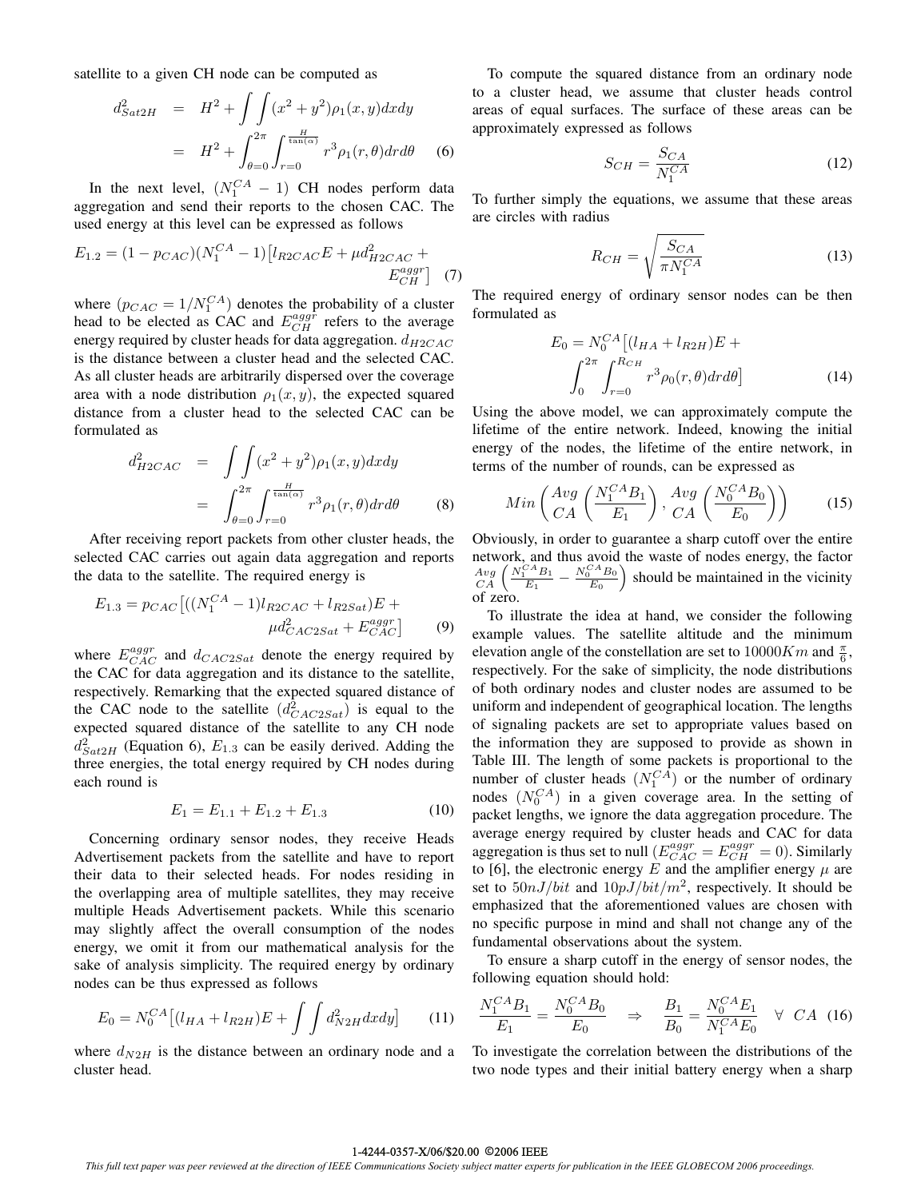satellite to a given CH node can be computed as

$$
\begin{aligned}
d_{Sat2H}^2 &= H^2 + \int\int (x^2+y^2)\rho_1(x,y)dxdy \\
&= H^2 + \int_{\theta=0}^{2\pi}\int_{r=0}^{\frac{H}{\tan(\alpha)}} r^3 \rho_1(r,\theta)drd\theta \qquad (6)
\end{aligned}
$$

In the next level, $(N_1^{CA}-1)$ CH nodes perform data aggregation and send their reports to the chosen CAC. The used energy at this level can be expressed as follows

$$
E_{1.2} = (1-p_{CAC})(N_1^{CA}-1)\big[l_{R2CAC}E + \mu d_{H2CAC}^2 + E_{CH}^{aggr}\big] \qquad (7)
$$

where ($p_{CAC} = 1/N_1^{CA}$) denotes the probability of a cluster head to be elected as CAC and $E_{CH}^{aggr}$ refers to the average energy required by cluster heads for data aggregation. $d_{H2CAC}$ is the distance between a cluster head and the selected CAC. As all cluster heads are arbitrarily dispersed over the coverage area with a node distribution $\rho_1(x,y)$, the expected squared distance from a cluster head to the selected CAC can be formulated as

$$
\begin{aligned}
d_{H2CAC}^2 &= \int\int (x^2+y^2)\rho_1(x,y)dxdy \\
&= \int_{\theta=0}^{2\pi}\int_{r=0}^{\frac{H}{\tan(\alpha)}} r^3 \rho_1(r,\theta)drd\theta \qquad (8)
\end{aligned}
$$

After receiving report packets from other cluster heads, the selected CAC carries out again data aggregation and reports the data to the satellite. The required energy is

$$
E_{1.3} = p_{CAC}\big[((N_1^{CA}-1)l_{R2CAC} + l_{R2Sat})E + \mu d_{CAC2Sat}^2 + E_{CAC}^{aggr}\big] \qquad (9)
$$

where $E_{CAC}^{aggr}$ and $d_{CAC2Sat}$ denote the energy required by the CAC for data aggregation and its distance to the satellite, respectively. Remarking that the expected squared distance of the CAC node to the satellite ($d_{CAC2Sat}^2$) is equal to the expected squared distance of the satellite to any CH node $d_{Sat2H}^2$ (Equation 6), $E_{1.3}$ can be easily derived. Adding the three energies, the total energy required by CH nodes during each round is

$$
E_1 = E_{1.1} + E_{1.2} + E_{1.3} \qquad (10)
$$

Concerning ordinary sensor nodes, they receive Heads Advertisement packets from the satellite and have to report their data to their selected heads. For nodes residing in the overlapping area of multiple satellites, they may receive multiple Heads Advertisement packets. While this scenario may slightly affect the overall consumption of the nodes energy, we omit it from our mathematical analysis for the sake of analysis simplicity. The required energy by ordinary nodes can be thus expressed as follows

$$
E_0 = N_0^{CA}\big[(l_{HA} + l_{R2H})E + \int\int d_{N2H}^2 dxdy\big] \qquad (11)
$$

where $d_{N2H}$ is the distance between an ordinary node and a cluster head.

To compute the squared distance from an ordinary node to a cluster head, we assume that cluster heads control areas of equal surfaces. The surface of these areas can be approximately expressed as follows

$$
S_{CH} = \frac{S_{CA}}{N_1^{CA}} \qquad (12)
$$

To further simply the equations, we assume that these areas are circles with radius

$$
R_{CH} = \sqrt{\frac{S_{CA}}{\pi N_1^{CA}}} \qquad (13)
$$

The required energy of ordinary sensor nodes can be then formulated as

$$
E_0 = N_0^{CA}\big[(l_{HA} + l_{R2H})E + \int_0^{2\pi}\int_{r=0}^{R_{CH}} r^3 \rho_0(r,\theta)drd\theta\big] \qquad (14)
$$

Using the above model, we can approximately compute the lifetime of the entire network. Indeed, knowing the initial energy of the nodes, the lifetime of the entire network, in terms of the number of rounds, can be expressed as

$$
Min\left(\underset{CA}{Avg}\left(\frac{N_1^{CA}B_1}{E_1}\right), \underset{CA}{Avg}\left(\frac{N_0^{CA}B_0}{E_0}\right)\right) \qquad (15)
$$

Obviously, in order to guarantee a sharp cutoff over the entire network, and thus avoid the waste of nodes energy, the factor $\underset{CA}{Avg}\left(\frac{N_1^{CA}B_1}{E_1} - \frac{N_0^{CA}B_0}{E_0}\right)$ should be maintained in the vicinity of zero.

To illustrate the idea at hand, we consider the following example values. The satellite altitude and the minimum elevation angle of the constellation are set to $10000Km$ and $\frac{\pi}{6}$, respectively. For the sake of simplicity, the node distributions of both ordinary nodes and cluster nodes are assumed to be uniform and independent of geographical location. The lengths of signaling packets are set to appropriate values based on the information they are supposed to provide as shown in Table III. The length of some packets is proportional to the number of cluster heads ($N_1^{CA}$) or the number of ordinary nodes ($N_0^{CA}$) in a given coverage area. In the setting of packet lengths, we ignore the data aggregation procedure. The average energy required by cluster heads and CAC for data aggregation is thus set to null ($E_{CAC}^{aggr} = E_{CH}^{aggr} = 0$). Similarly to [6], the electronic energy $E$ and the amplifier energy $\mu$ are set to $50nJ/bit$ and $10pJ/bit/m^2$, respectively. It should be emphasized that the aforementioned values are chosen with no specific purpose in mind and shall not change any of the fundamental observations about the system.

To ensure a sharp cutoff in the energy of sensor nodes, the following equation should hold:

$$
\frac{N_1^{CA}B_1}{E_1} = \frac{N_0^{CA}B_0}{E_0} \quad \Rightarrow \quad \frac{B_1}{B_0} = \frac{N_0^{CA}E_1}{N_1^{CA}E_0} \quad \forall \ CA \qquad (16)
$$

To investigate the correlation between the distributions of the two node types and their initial battery energy when a sharp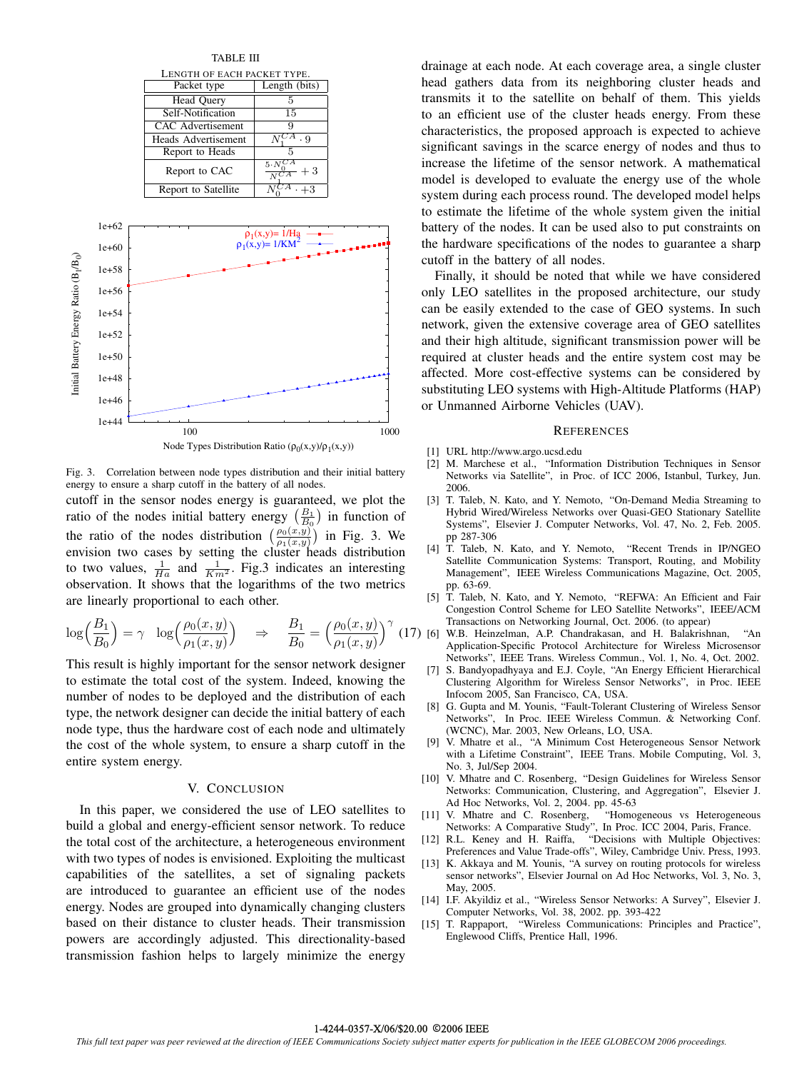TABLE III

LENGTH OF EACH PACKET TYPE.

| Packet type | Length (bits) |
|---|---|
| Head Query | 5 |
| Self-Notification | 15 |
| CAC Advertisement | 9 |
| Heads Advertisement | $N_1^{CA} \cdot 9$ |
| Report to Heads | 5 |
| Report to CAC | $\frac{5 \cdot N_0^{CA}}{N_1^{CA}} + 3$ |
| Report to Satellite | $N_0^{CA} \cdot +3$ |

Initial Battery Energy Ratio ($B_1/B_0$)

1e+62
1e+60
1e+58
1e+56
1e+54
1e+52
1e+50
1e+48
1e+46
1e+44

$\rho_1$(x,y)= 1/Ha

$\rho_1$(x,y)= 1/KM$^2$

100
1000

Node Types Distribution Ratio ($\rho_0$(x,y)/$\rho_1$(x,y))

Fig. 3. Correlation between node types distribution and their initial battery energy to ensure a sharp cutoff in the battery of all nodes.

cutoff in the sensor nodes energy is guaranteed, we plot the ratio of the nodes initial battery energy $\left(\frac{B_1}{B_0}\right)$ in function of the ratio of the nodes distribution $\left(\frac{\rho_0(x,y)}{\rho_1(x,y)}\right)$ in Fig. 3. We envision two cases by setting the cluster heads distribution to two values, $\frac{1}{Ha}$ and $\frac{1}{Km^2}$. Fig.3 indicates an interesting observation. It shows that the logarithms of the two metrics are linearly proportional to each other.

$$\log\left(\frac{B_1}{B_0}\right) = \gamma \quad \log\left(\frac{\rho_0(x,y)}{\rho_1(x,y)}\right) \quad \Rightarrow \quad \frac{B_1}{B_0} = \left(\frac{\rho_0(x,y)}{\rho_1(x,y)}\right)^{\gamma} \quad (17)$$

This result is highly important for the sensor network designer to estimate the total cost of the system. Indeed, knowing the number of nodes to be deployed and the distribution of each type, the network designer can decide the initial battery of each node type, thus the hardware cost of each node and ultimately the cost of the whole system, to ensure a sharp cutoff in the entire system energy.

## V. CONCLUSION

In this paper, we considered the use of LEO satellites to build a global and energy-efficient sensor network. To reduce the total cost of the architecture, a heterogeneous environment with two types of nodes is envisioned. Exploiting the multicast capabilities of the satellites, a set of signaling packets are introduced to guarantee an efficient use of the nodes energy. Nodes are grouped into dynamically changing clusters based on their distance to cluster heads. Their transmission powers are accordingly adjusted. This directionality-based transmission fashion helps to largely minimize the energy drainage at each node. At each coverage area, a single cluster head gathers data from its neighboring cluster heads and transmits it to the satellite on behalf of them. This yields to an efficient use of the cluster heads energy. From these characteristics, the proposed approach is expected to achieve significant savings in the scarce energy of nodes and thus to increase the lifetime of the sensor network. A mathematical model is developed to evaluate the energy use of the whole system during each process round. The developed model helps to estimate the lifetime of the whole system given the initial battery of the nodes. It can be used also to put constraints on the hardware specifications of the nodes to guarantee a sharp cutoff in the battery of all nodes.

Finally, it should be noted that while we have considered only LEO satellites in the proposed architecture, our study can be easily extended to the case of GEO systems. In such network, given the extensive coverage area of GEO satellites and their high altitude, significant transmission power will be required at cluster heads and the entire system cost may be affected. More cost-effective systems can be considered by substituting LEO systems with High-Altitude Platforms (HAP) or Unmanned Airborne Vehicles (UAV).

## REFERENCES

[1] URL http://www.argo.ucsd.edu

[2] M. Marchese et al., "Information Distribution Techniques in Sensor Networks via Satellite", in Proc. of ICC 2006, Istanbul, Turkey, Jun. 2006.

[3] T. Taleb, N. Kato, and Y. Nemoto, "On-Demand Media Streaming to Hybrid Wired/Wireless Networks over Quasi-GEO Stationary Satellite Systems", Elsevier J. Computer Networks, Vol. 47, No. 2, Feb. 2005. pp 287-306

[4] T. Taleb, N. Kato, and Y. Nemoto, "Recent Trends in IP/NGEO Satellite Communication Systems: Transport, Routing, and Mobility Management", IEEE Wireless Communications Magazine, Oct. 2005, pp. 63-69.

[5] T. Taleb, N. Kato, and Y. Nemoto, "REFWA: An Efficient and Fair Congestion Control Scheme for LEO Satellite Networks", IEEE/ACM Transactions on Networking Journal, Oct. 2006. (to appear)

[6] W.B. Heinzelman, A.P. Chandrakasan, and H. Balakrishnan, "An Application-Specific Protocol Architecture for Wireless Microsensor Networks", IEEE Trans. Wireless Commun., Vol. 1, No. 4, Oct. 2002.

[7] S. Bandyopadhyaya and E.J. Coyle, "An Energy Efficient Hierarchical Clustering Algorithm for Wireless Sensor Networks", in Proc. IEEE Infocom 2005, San Francisco, CA, USA.

[8] G. Gupta and M. Younis, "Fault-Tolerant Clustering of Wireless Sensor Networks", In Proc. IEEE Wireless Commun. & Networking Conf. (WCNC), Mar. 2003, New Orleans, LO, USA.

[9] V. Mhatre et al., "A Minimum Cost Heterogeneous Sensor Network with a Lifetime Constraint", IEEE Trans. Mobile Computing, Vol. 3, No. 3, Jul/Sep 2004.

[10] V. Mhatre and C. Rosenberg, "Design Guidelines for Wireless Sensor Networks: Communication, Clustering, and Aggregation", Elsevier J. Ad Hoc Networks, Vol. 2, 2004. pp. 45-63

[11] V. Mhatre and C. Rosenberg, "Homogeneous vs Heterogeneous Networks: A Comparative Study", In Proc. ICC 2004, Paris, France.

[12] R.L. Keney and H. Raiffa, "Decisions with Multiple Objectives: Preferences and Value Trade-offs", Wiley, Cambridge Univ. Press, 1993.

[13] K. Akkaya and M. Younis, "A survey on routing protocols for wireless sensor networks", Elsevier Journal on Ad Hoc Networks, Vol. 3, No. 3, May, 2005.

[14] I.F. Akyildiz et al., "Wireless Sensor Networks: A Survey", Elsevier J. Computer Networks, Vol. 38, 2002. pp. 393-422

[15] T. Rappaport, "Wireless Communications: Principles and Practice", Englewood Cliffs, Prentice Hall, 1996.